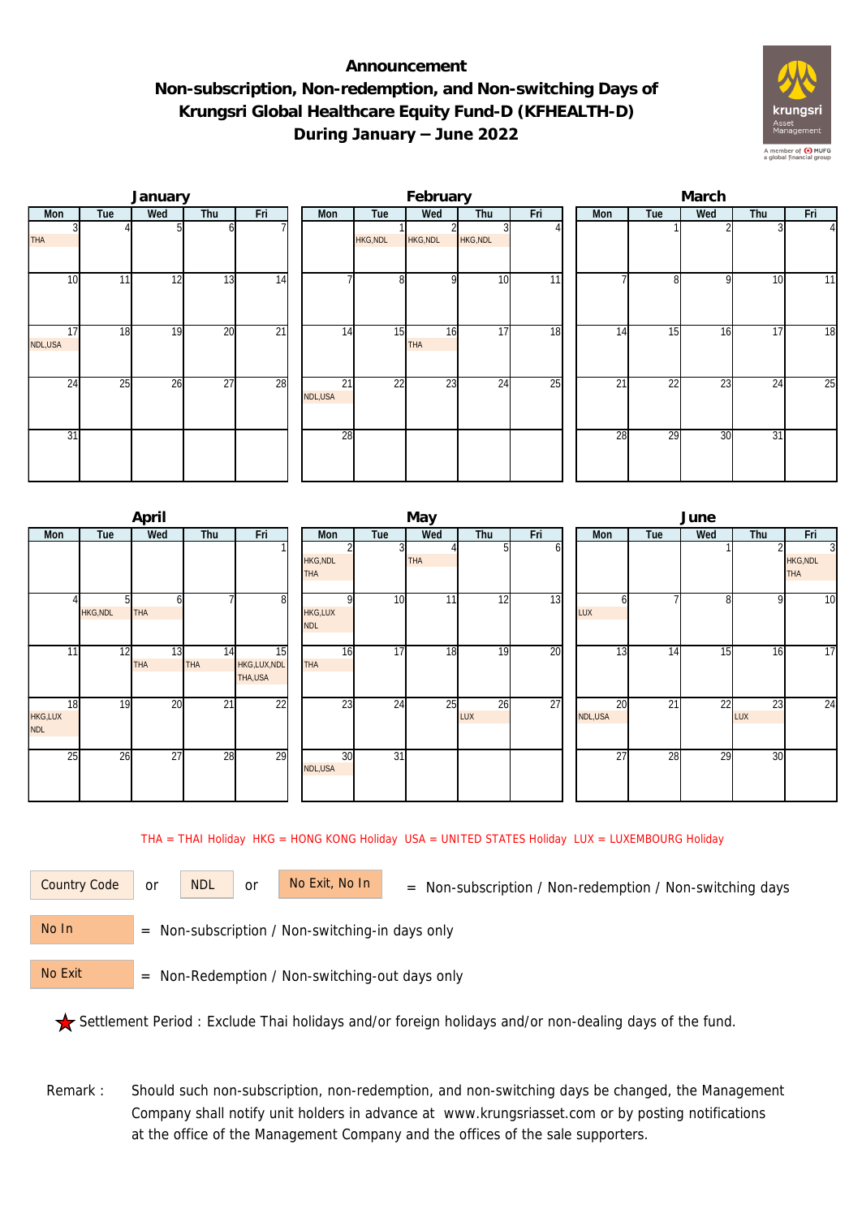# Announcement
## Non-subscription, Non-redemption, and Non-switching Days of Krungsri Global Healthcare Equity Fund-D (KFHEALTH-D) During January – June 2022

### January

| Mon | Tue | Wed | Thu | Fri |
|---|---|---|---|---|
| 3 THA | 4 | 5 | 6 | 7 |
| 10 | 11 | 12 | 13 | 14 |
| 17 NDL,USA | 18 | 19 | 20 | 21 |
| 24 | 25 | 26 | 27 | 28 |
| 31 | | | | |

### February

| Mon | Tue | Wed | Thu | Fri |
|---|---|---|---|---|
| | 1 HKG,NDL | 2 HKG,NDL | 3 HKG,NDL | 4 |
| 7 | 8 | 9 | 10 | 11 |
| 14 | 15 | 16 THA | 17 | 18 |
| 21 NDL,USA | 22 | 23 | 24 | 25 |
| 28 | | | | |

### March

| Mon | Tue | Wed | Thu | Fri |
|---|---|---|---|---|
| | 1 | 2 | 3 | 4 |
| 7 | 8 | 9 | 10 | 11 |
| 14 | 15 | 16 | 17 | 18 |
| 21 | 22 | 23 | 24 | 25 |
| 28 | 29 | 30 | 31 | |

### April

| Mon | Tue | Wed | Thu | Fri |
|---|---|---|---|---|
| | | | | 1 |
| 4 | 5 HKG,NDL | 6 THA | 7 | 8 |
| 11 | 12 | 13 THA | 14 THA | 15 HKG,LUX,NDL THA,USA |
| 18 HKG,LUX NDL | 19 | 20 | 21 | 22 |
| 25 | 26 | 27 | 28 | 29 |

### May

| Mon | Tue | Wed | Thu | Fri |
|---|---|---|---|---|
| 2 HKG,NDL THA | 3 | 4 THA | 5 | 6 |
| 9 HKG,LUX NDL | 10 | 11 | 12 | 13 |
| 16 THA | 17 | 18 | 19 | 20 |
| 23 | 24 | 25 | 26 LUX | 27 |
| 30 NDL,USA | 31 | | | |

### June

| Mon | Tue | Wed | Thu | Fri |
|---|---|---|---|---|
| | | 1 | 2 | 3 HKG,NDL THA |
| 6 LUX | 7 | 8 | 9 | 10 |
| 13 | 14 | 15 | 16 | 17 |
| 20 NDL,USA | 21 | 22 | 23 LUX | 24 |
| 27 | 28 | 29 | 30 | |

THA = THAI Holiday HKG = HONG KONG Holiday USA = UNITED STATES Holiday LUX = LUXEMBOURG Holiday

Country Code or NDL or No Exit, No In = Non-subscription / Non-redemption / Non-switching days

No In = Non-subscription / Non-switching-in days only

No Exit = Non-Redemption / Non-switching-out days only

★ Settlement Period : Exclude Thai holidays and/or foreign holidays and/or non-dealing days of the fund.

Remark : Should such non-subscription, non-redemption, and non-switching days be changed, the Management Company shall notify unit holders in advance at www.krungsriasset.com or by posting notifications at the office of the Management Company and the offices of the sale supporters.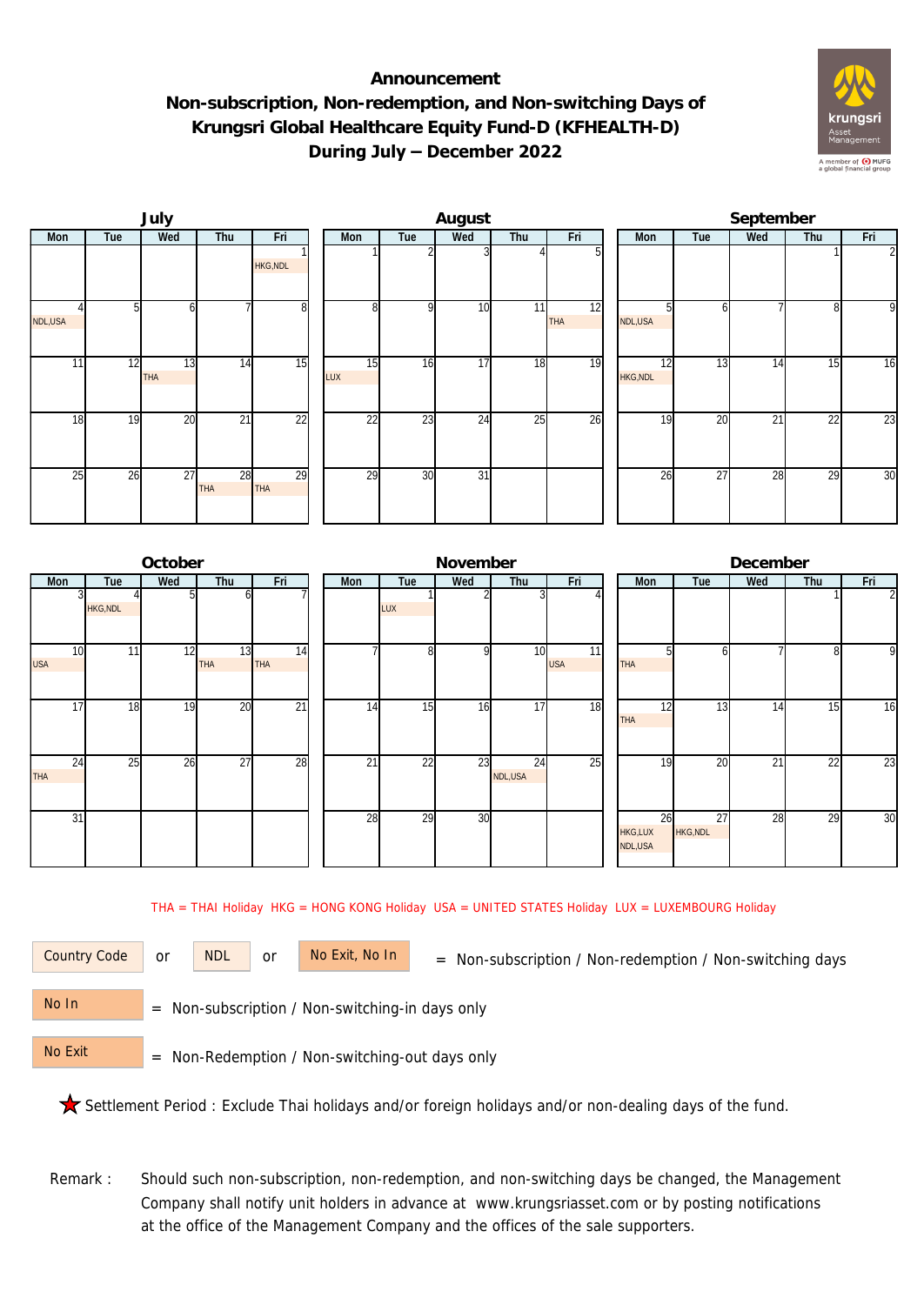**Announcement**

**Non-subscription, Non-redemption, and Non-switching Days of Krungsri Global Healthcare Equity Fund-D (KFHEALTH-D) During July – December 2022**

krungsri Asset Management

A member of MUFG a global financial group

### July

| Mon | Tue | Wed | Thu | Fri |
|---|---|---|---|---|
| | | | | 1 HKG,NDL |
| 4 NDL,USA | 5 | 6 | 7 | 8 |
| 11 | 12 | 13 THA | 14 | 15 |
| 18 | 19 | 20 | 21 | 22 |
| 25 | 26 | 27 | 28 THA | 29 THA |

### August

| Mon | Tue | Wed | Thu | Fri |
|---|---|---|---|---|
| 1 | 2 | 3 | 4 | 5 |
| 8 | 9 | 10 | 11 | 12 THA |
| 15 LUX | 16 | 17 | 18 | 19 |
| 22 | 23 | 24 | 25 | 26 |
| 29 | 30 | 31 | | |

### September

| Mon | Tue | Wed | Thu | Fri |
|---|---|---|---|---|
| | | | 1 | 2 |
| 5 NDL,USA | 6 | 7 | 8 | 9 |
| 12 HKG,NDL | 13 | 14 | 15 | 16 |
| 19 | 20 | 21 | 22 | 23 |
| 26 | 27 | 28 | 29 | 30 |

### October

| Mon | Tue | Wed | Thu | Fri |
|---|---|---|---|---|
| 3 | 4 HKG,NDL | 5 | 6 | 7 |
| 10 USA | 11 | 12 | 13 THA | 14 THA |
| 17 | 18 | 19 | 20 | 21 |
| 24 THA | 25 | 26 | 27 | 28 |
| 31 | | | | |

### November

| Mon | Tue | Wed | Thu | Fri |
|---|---|---|---|---|
| | 1 LUX | 2 | 3 | 4 |
| 7 | 8 | 9 | 10 | 11 USA |
| 14 | 15 | 16 | 17 | 18 |
| 21 | 22 | 23 | 24 NDL,USA | 25 |
| 28 | 29 | 30 | | |

### December

| Mon | Tue | Wed | Thu | Fri |
|---|---|---|---|---|
| | | | 1 | 2 |
| 5 THA | 6 | 7 | 8 | 9 |
| 12 THA | 13 | 14 | 15 | 16 |
| 19 | 20 | 21 | 22 | 23 |
| 26 HKG,LUX NDL,USA | 27 HKG,NDL | 28 | 29 | 30 |

THA = THAI Holiday HKG = HONG KONG Holiday USA = UNITED STATES Holiday LUX = LUXEMBOURG Holiday

Country Code or NDL or No Exit, No In = Non-subscription / Non-redemption / Non-switching days

No In = Non-subscription / Non-switching-in days only

No Exit = Non-Redemption / Non-switching-out days only

★ Settlement Period : Exclude Thai holidays and/or foreign holidays and/or non-dealing days of the fund.

Remark : Should such non-subscription, non-redemption, and non-switching days be changed, the Management Company shall notify unit holders in advance at www.krungsriasset.com or by posting notifications at the office of the Management Company and the offices of the sale supporters.